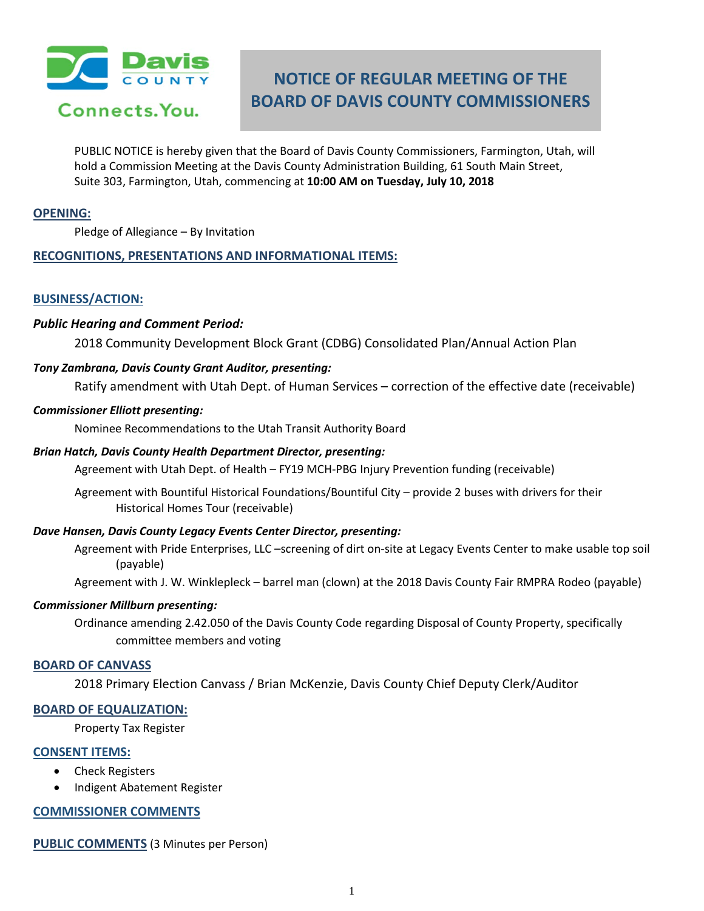Davis COUNTY Connects.You.

# NOTICE OF REGULAR MEETING OF THE BOARD OF DAVIS COUNTY COMMISSIONERS

PUBLIC NOTICE is hereby given that the Board of Davis County Commissioners, Farmington, Utah, will hold a Commission Meeting at the Davis County Administration Building, 61 South Main Street, Suite 303, Farmington, Utah, commencing at **10:00 AM on Tuesday, July 10, 2018**

## OPENING:

Pledge of Allegiance – By Invitation

## RECOGNITIONS, PRESENTATIONS AND INFORMATIONAL ITEMS:

## BUSINESS/ACTION:

***Public Hearing and Comment Period:***

2018 Community Development Block Grant (CDBG) Consolidated Plan/Annual Action Plan

***Tony Zambrana, Davis County Grant Auditor, presenting:***

Ratify amendment with Utah Dept. of Human Services – correction of the effective date (receivable)

***Commissioner Elliott presenting:***

Nominee Recommendations to the Utah Transit Authority Board

***Brian Hatch, Davis County Health Department Director, presenting:***

Agreement with Utah Dept. of Health – FY19 MCH-PBG Injury Prevention funding (receivable)

Agreement with Bountiful Historical Foundations/Bountiful City – provide 2 buses with drivers for their Historical Homes Tour (receivable)

***Dave Hansen, Davis County Legacy Events Center Director, presenting:***

Agreement with Pride Enterprises, LLC –screening of dirt on-site at Legacy Events Center to make usable top soil (payable)

Agreement with J. W. Winklepleck – barrel man (clown) at the 2018 Davis County Fair RMPRA Rodeo (payable)

***Commissioner Millburn presenting:***

Ordinance amending 2.42.050 of the Davis County Code regarding Disposal of County Property, specifically committee members and voting

## BOARD OF CANVASS

2018 Primary Election Canvass / Brian McKenzie, Davis County Chief Deputy Clerk/Auditor

## BOARD OF EQUALIZATION:

Property Tax Register

## CONSENT ITEMS:

- Check Registers
- Indigent Abatement Register

## COMMISSIONER COMMENTS

## PUBLIC COMMENTS (3 Minutes per Person)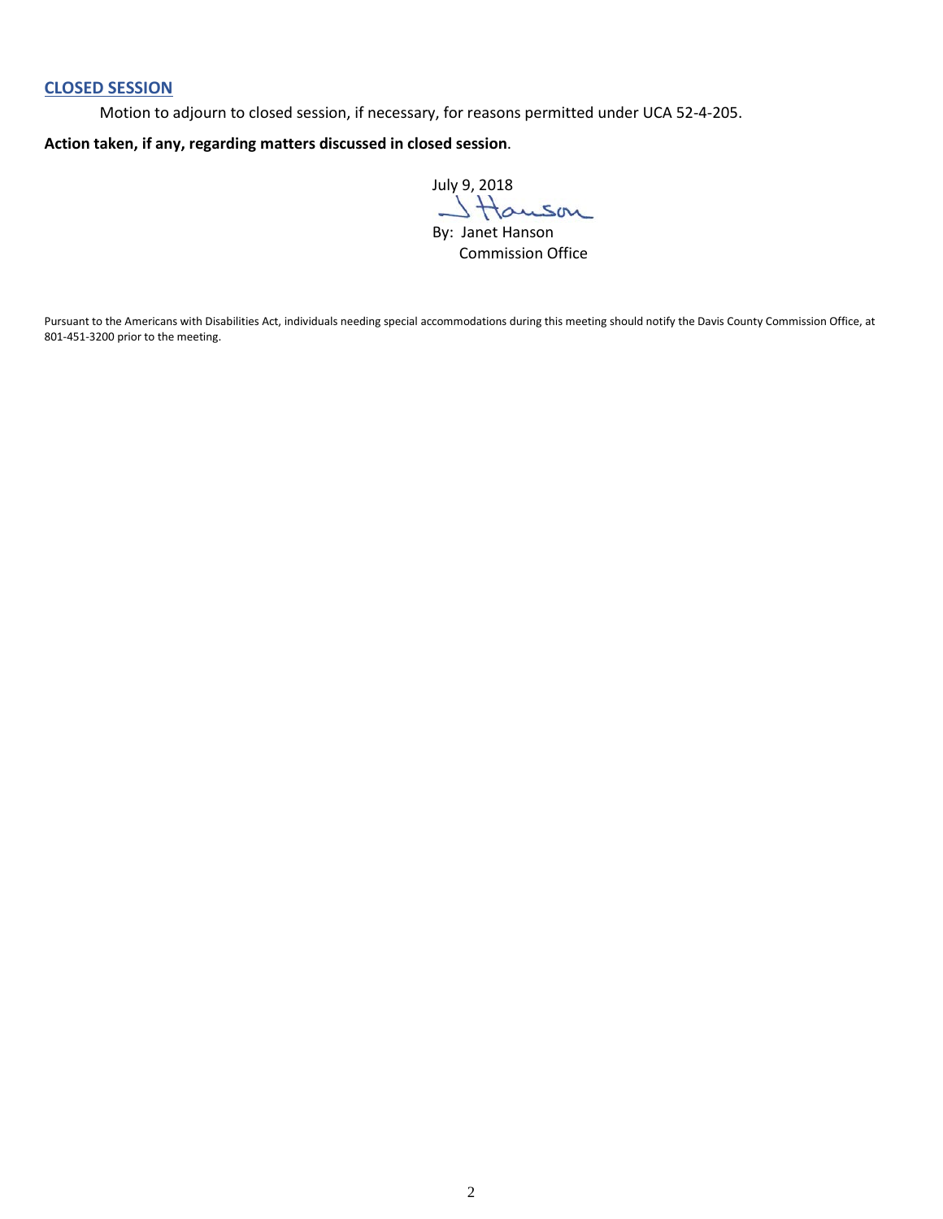## CLOSED SESSION

Motion to adjourn to closed session, if necessary, for reasons permitted under UCA 52-4-205.

**Action taken, if any, regarding matters discussed in closed session**.

July 9, 2018

J Hanson

By: Janet Hanson
Commission Office

Pursuant to the Americans with Disabilities Act, individuals needing special accommodations during this meeting should notify the Davis County Commission Office, at 801-451-3200 prior to the meeting.